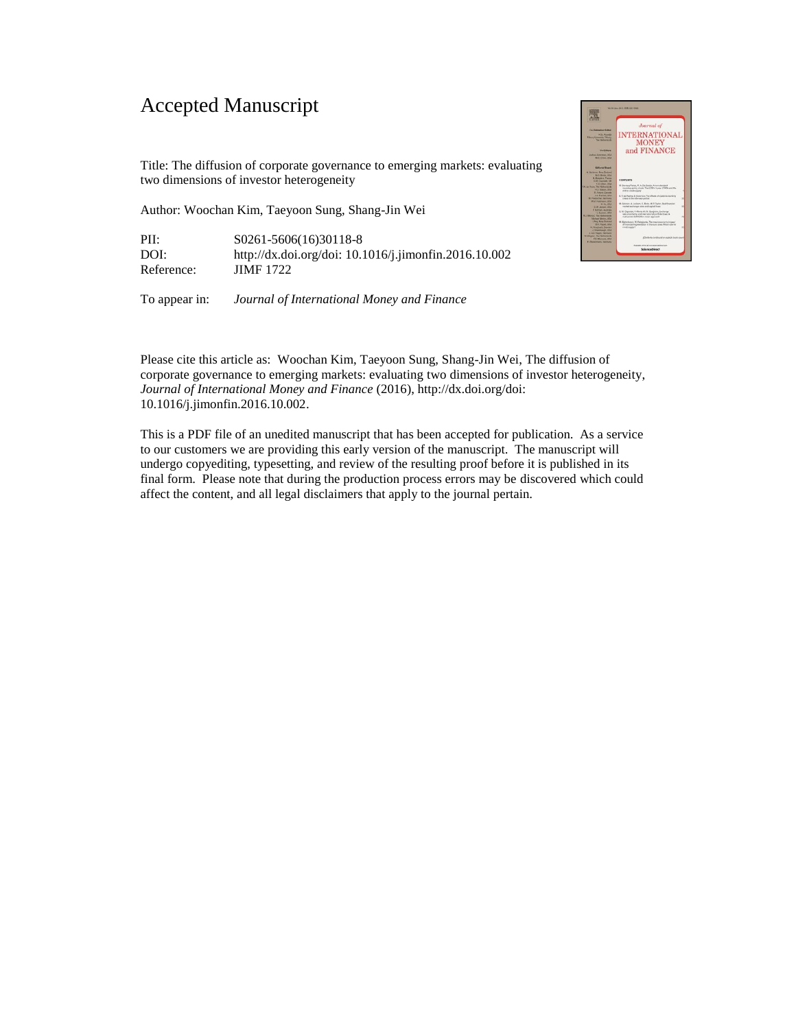# Accepted Manuscript

Title: The diffusion of corporate governance to emerging markets: evaluating two dimensions of investor heterogeneity

Author: Woochan Kim, Taeyoon Sung, Shang-Jin Wei

| | |
|---|---|
| PII: | S0261-5606(16)30118-8 |
| DOI: | http://dx.doi.org/doi: 10.1016/j.jimonfin.2016.10.002 |
| Reference: | JIMF 1722 |

To appear in: *Journal of International Money and Finance*

Please cite this article as: Woochan Kim, Taeyoon Sung, Shang-Jin Wei, The diffusion of corporate governance to emerging markets: evaluating two dimensions of investor heterogeneity, *Journal of International Money and Finance* (2016), http://dx.doi.org/doi: 10.1016/j.jimonfin.2016.10.002.

This is a PDF file of an unedited manuscript that has been accepted for publication. As a service to our customers we are providing this early version of the manuscript. The manuscript will undergo copyediting, typesetting, and review of the resulting proof before it is published in its final form. Please note that during the production process errors may be discovered which could affect the content, and all legal disclaimers that apply to the journal pertain.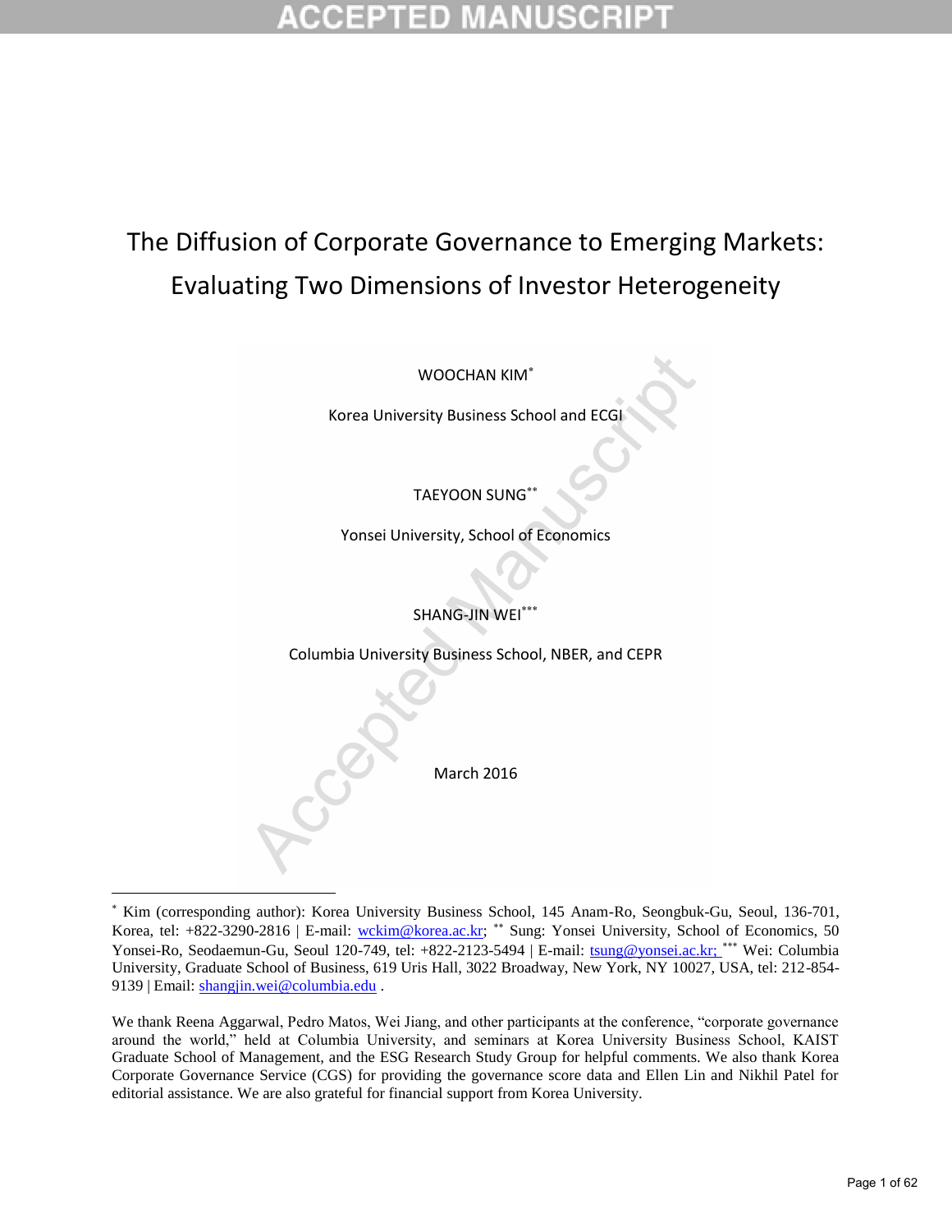# The Diffusion of Corporate Governance to Emerging Markets: Evaluating Two Dimensions of Investor Heterogeneity

WOOCHAN KIM[*]

Korea University Business School and ECGI

TAEYOON SUNG[**]

Yonsei University, School of Economics

SHANG-JIN WEI[***]

Columbia University Business School, NBER, and CEPR

March 2016

---

[*] Kim (corresponding author): Korea University Business School, 145 Anam-Ro, Seongbuk-Gu, Seoul, 136-701, Korea, tel: +822-3290-2816 | E-mail: wckim@korea.ac.kr; [**] Sung: Yonsei University, School of Economics, 50 Yonsei-Ro, Seodaemun-Gu, Seoul 120-749, tel: +822-2123-5494 | E-mail: tsung@yonsei.ac.kr; [***] Wei: Columbia University, Graduate School of Business, 619 Uris Hall, 3022 Broadway, New York, NY 10027, USA, tel: 212-854-9139 | Email: shangjin.wei@columbia.edu .

We thank Reena Aggarwal, Pedro Matos, Wei Jiang, and other participants at the conference, "corporate governance around the world," held at Columbia University, and seminars at Korea University Business School, KAIST Graduate School of Management, and the ESG Research Study Group for helpful comments. We also thank Korea Corporate Governance Service (CGS) for providing the governance score data and Ellen Lin and Nikhil Patel for editorial assistance. We are also grateful for financial support from Korea University.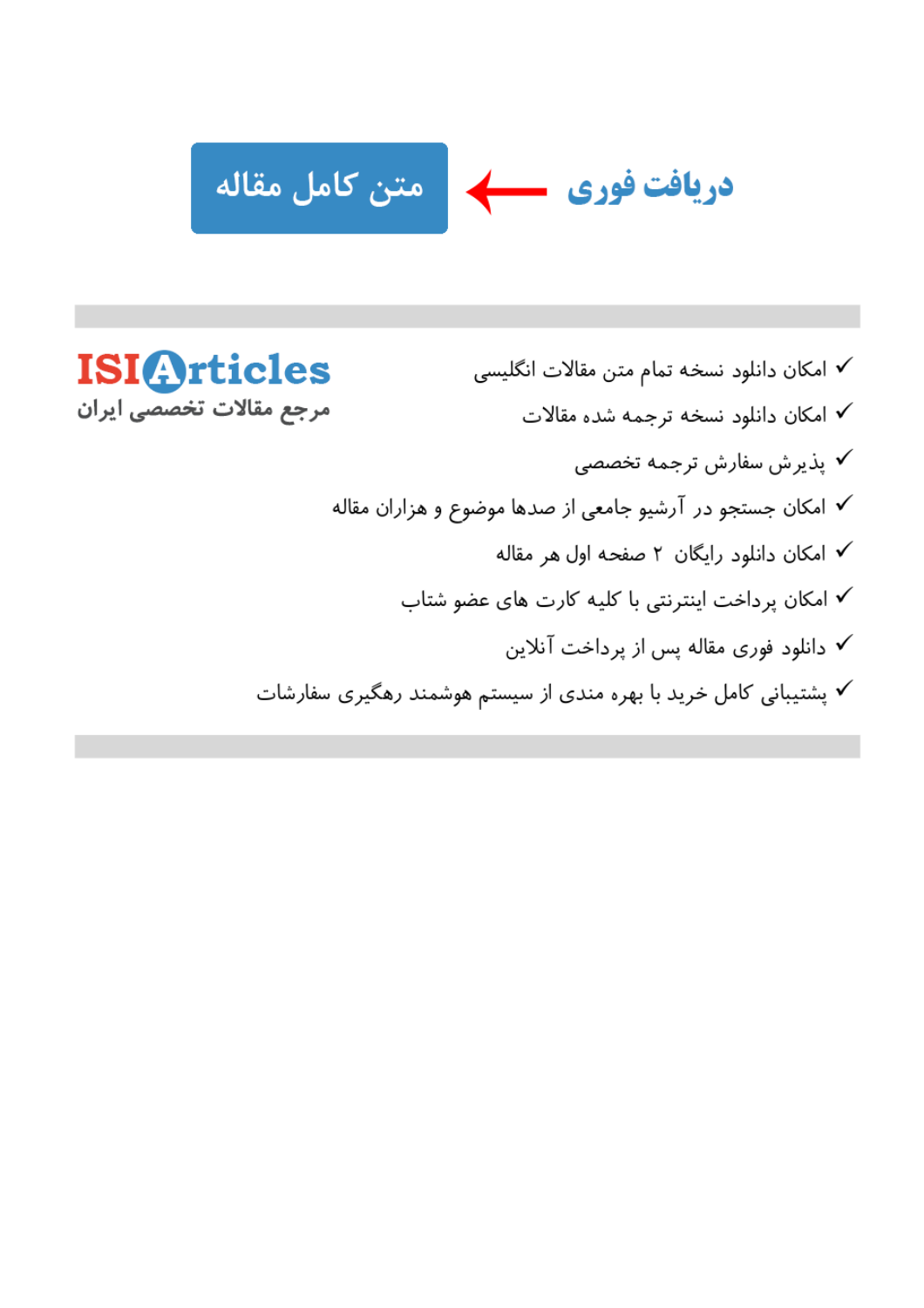دریافت فوری ← **متن کامل مقاله**

**ISIArticles**
مرجع مقالات تخصصی ایران

- ✓ امکان دانلود نسخه تمام متن مقالات انگلیسی
- ✓ امکان دانلود نسخه ترجمه شده مقالات
- ✓ پذیرش سفارش ترجمه تخصصی
- ✓ امکان جستجو در آرشیو جامعی از صدها موضوع و هزاران مقاله
- ✓ امکان دانلود رایگان ۲ صفحه اول هر مقاله
- ✓ امکان پرداخت اینترنتی با کلیه کارت های عضو شتاب
- ✓ دانلود فوری مقاله پس از پرداخت آنلاین
- ✓ پشتیبانی کامل خرید با بهره مندی از سیستم هوشمند رهگیری سفارشات